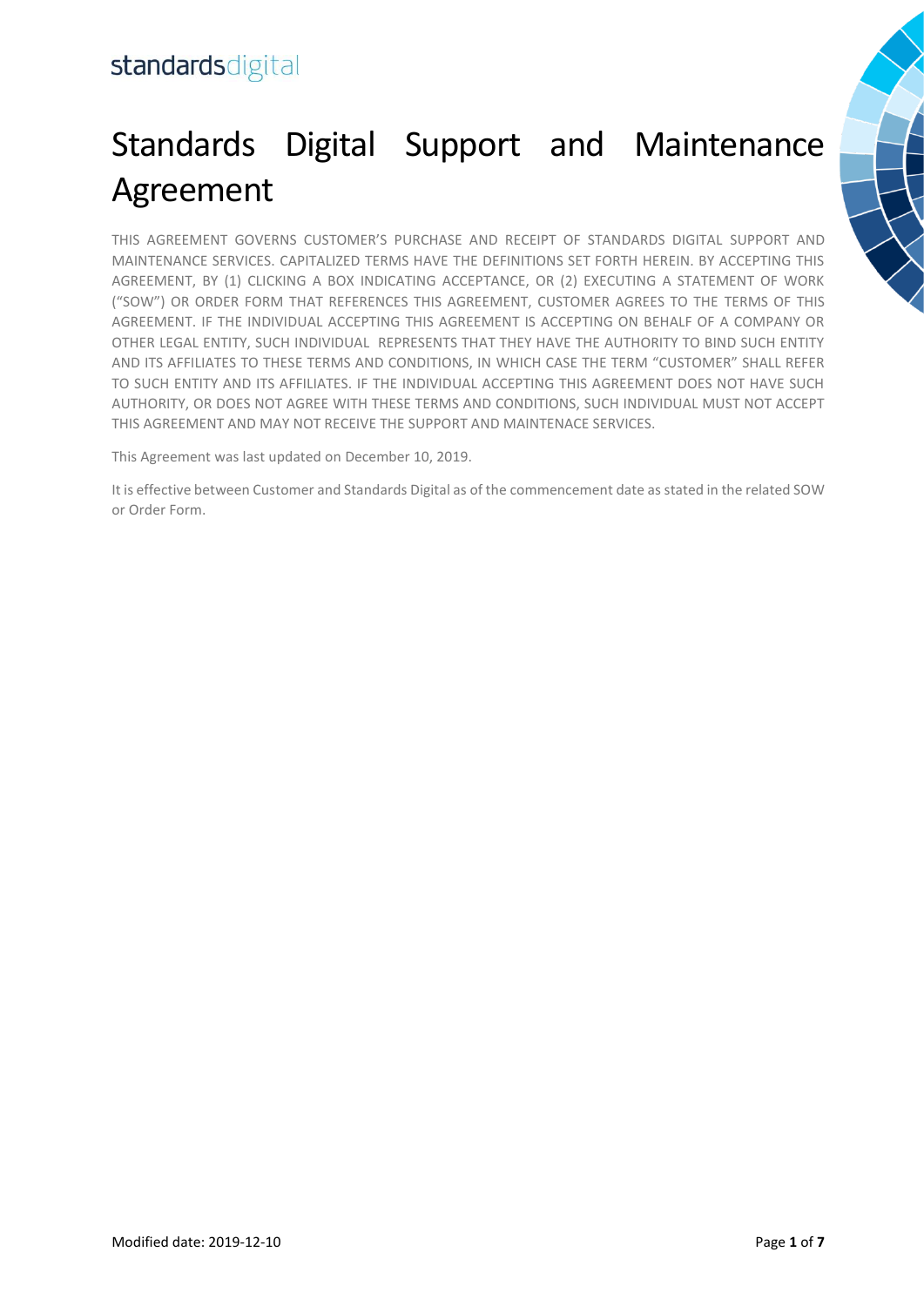standardsdigital

# Standards Digital Support and Maintenance Agreement

THIS AGREEMENT GOVERNS CUSTOMER'S PURCHASE AND RECEIPT OF STANDARDS DIGITAL SUPPORT AND MAINTENANCE SERVICES. CAPITALIZED TERMS HAVE THE DEFINITIONS SET FORTH HEREIN. BY ACCEPTING THIS AGREEMENT, BY (1) CLICKING A BOX INDICATING ACCEPTANCE, OR (2) EXECUTING A STATEMENT OF WORK ("SOW") OR ORDER FORM THAT REFERENCES THIS AGREEMENT, CUSTOMER AGREES TO THE TERMS OF THIS AGREEMENT. IF THE INDIVIDUAL ACCEPTING THIS AGREEMENT IS ACCEPTING ON BEHALF OF A COMPANY OR OTHER LEGAL ENTITY, SUCH INDIVIDUAL REPRESENTS THAT THEY HAVE THE AUTHORITY TO BIND SUCH ENTITY AND ITS AFFILIATES TO THESE TERMS AND CONDITIONS, IN WHICH CASE THE TERM "CUSTOMER" SHALL REFER TO SUCH ENTITY AND ITS AFFILIATES. IF THE INDIVIDUAL ACCEPTING THIS AGREEMENT DOES NOT HAVE SUCH AUTHORITY, OR DOES NOT AGREE WITH THESE TERMS AND CONDITIONS, SUCH INDIVIDUAL MUST NOT ACCEPT THIS AGREEMENT AND MAY NOT RECEIVE THE SUPPORT AND MAINTENACE SERVICES.

This Agreement was last updated on December 10, 2019.

It is effective between Customer and Standards Digital as of the commencement date as stated in the related SOW or Order Form.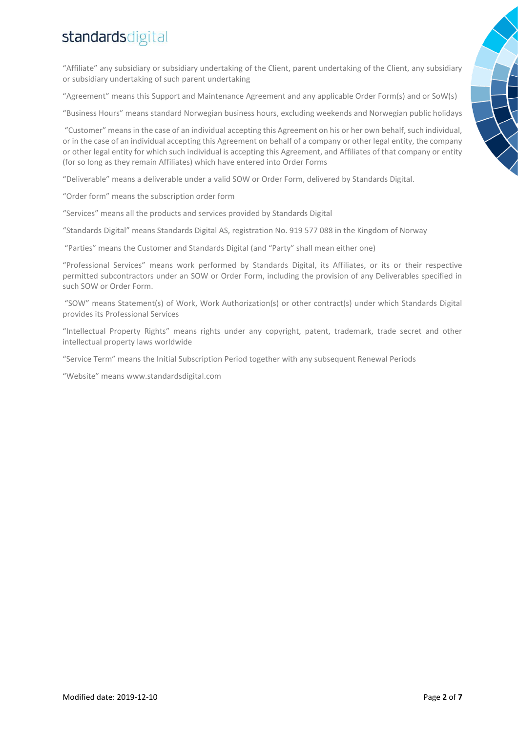"Affiliate" any subsidiary or subsidiary undertaking of the Client, parent undertaking of the Client, any subsidiary or subsidiary undertaking of such parent undertaking

"Agreement" means this Support and Maintenance Agreement and any applicable Order Form(s) and or SoW(s)

"Business Hours" means standard Norwegian business hours, excluding weekends and Norwegian public holidays

"Customer" means in the case of an individual accepting this Agreement on his or her own behalf, such individual, or in the case of an individual accepting this Agreement on behalf of a company or other legal entity, the company or other legal entity for which such individual is accepting this Agreement, and Affiliates of that company or entity (for so long as they remain Affiliates) which have entered into Order Forms

"Deliverable" means a deliverable under a valid SOW or Order Form, delivered by Standards Digital.

"Order form" means the subscription order form

"Services" means all the products and services provided by Standards Digital

"Standards Digital" means Standards Digital AS, registration No. 919 577 088 in the Kingdom of Norway

"Parties" means the Customer and Standards Digital (and "Party" shall mean either one)

"Professional Services" means work performed by Standards Digital, its Affiliates, or its or their respective permitted subcontractors under an SOW or Order Form, including the provision of any Deliverables specified in such SOW or Order Form.

"SOW" means Statement(s) of Work, Work Authorization(s) or other contract(s) under which Standards Digital provides its Professional Services

"Intellectual Property Rights" means rights under any copyright, patent, trademark, trade secret and other intellectual property laws worldwide

"Service Term" means the Initial Subscription Period together with any subsequent Renewal Periods

"Website" means www.standardsdigital.com

Modified date: 2019-12-10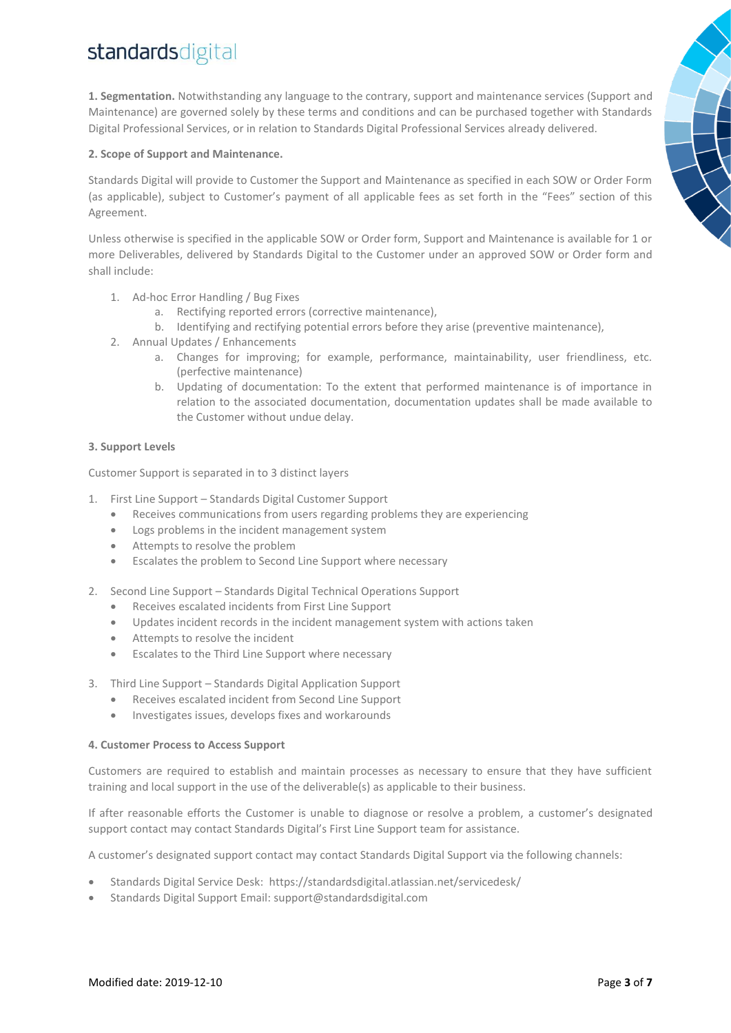**1. Segmentation.** Notwithstanding any language to the contrary, support and maintenance services (Support and Maintenance) are governed solely by these terms and conditions and can be purchased together with Standards Digital Professional Services, or in relation to Standards Digital Professional Services already delivered.

**2. Scope of Support and Maintenance.**

Standards Digital will provide to Customer the Support and Maintenance as specified in each SOW or Order Form (as applicable), subject to Customer's payment of all applicable fees as set forth in the "Fees" section of this Agreement.

Unless otherwise is specified in the applicable SOW or Order form, Support and Maintenance is available for 1 or more Deliverables, delivered by Standards Digital to the Customer under an approved SOW or Order form and shall include:

1. Ad-hoc Error Handling / Bug Fixes
   a. Rectifying reported errors (corrective maintenance),
   b. Identifying and rectifying potential errors before they arise (preventive maintenance),
2. Annual Updates / Enhancements
   a. Changes for improving; for example, performance, maintainability, user friendliness, etc. (perfective maintenance)
   b. Updating of documentation: To the extent that performed maintenance is of importance in relation to the associated documentation, documentation updates shall be made available to the Customer without undue delay.

**3. Support Levels**

Customer Support is separated in to 3 distinct layers

1. First Line Support – Standards Digital Customer Support
   - Receives communications from users regarding problems they are experiencing
   - Logs problems in the incident management system
   - Attempts to resolve the problem
   - Escalates the problem to Second Line Support where necessary
2. Second Line Support – Standards Digital Technical Operations Support
   - Receives escalated incidents from First Line Support
   - Updates incident records in the incident management system with actions taken
   - Attempts to resolve the incident
   - Escalates to the Third Line Support where necessary
3. Third Line Support – Standards Digital Application Support
   - Receives escalated incident from Second Line Support
   - Investigates issues, develops fixes and workarounds

**4. Customer Process to Access Support**

Customers are required to establish and maintain processes as necessary to ensure that they have sufficient training and local support in the use of the deliverable(s) as applicable to their business.

If after reasonable efforts the Customer is unable to diagnose or resolve a problem, a customer's designated support contact may contact Standards Digital's First Line Support team for assistance.

A customer's designated support contact may contact Standards Digital Support via the following channels:

- Standards Digital Service Desk: https://standardsdigital.atlassian.net/servicedesk/
- Standards Digital Support Email: support@standardsdigital.com

Modified date: 2019-12-10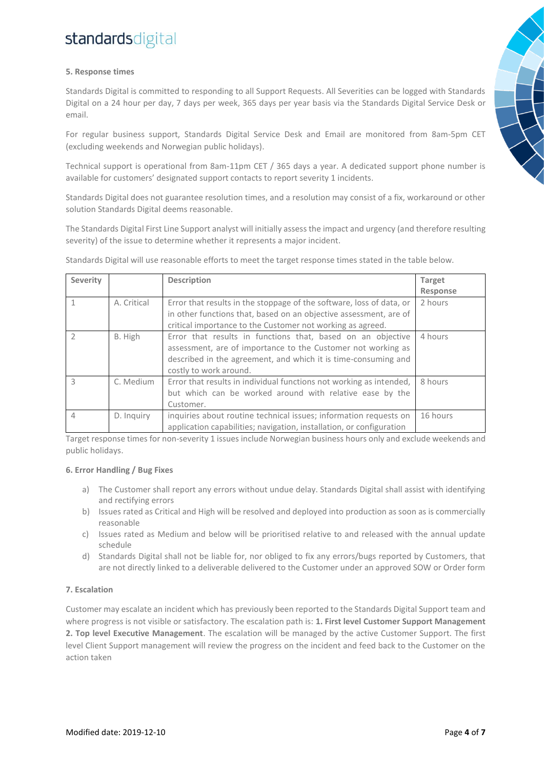### 5. Response times

Standards Digital is committed to responding to all Support Requests. All Severities can be logged with Standards Digital on a 24 hour per day, 7 days per week, 365 days per year basis via the Standards Digital Service Desk or email.

For regular business support, Standards Digital Service Desk and Email are monitored from 8am-5pm CET (excluding weekends and Norwegian public holidays).

Technical support is operational from 8am-11pm CET / 365 days a year. A dedicated support phone number is available for customers' designated support contacts to report severity 1 incidents.

Standards Digital does not guarantee resolution times, and a resolution may consist of a fix, workaround or other solution Standards Digital deems reasonable.

The Standards Digital First Line Support analyst will initially assess the impact and urgency (and therefore resulting severity) of the issue to determine whether it represents a major incident.

Standards Digital will use reasonable efforts to meet the target response times stated in the table below.

| Severity | | Description | Target Response |
|---|---|---|---|
| 1 | A. Critical | Error that results in the stoppage of the software, loss of data, or in other functions that, based on an objective assessment, are of critical importance to the Customer not working as agreed. | 2 hours |
| 2 | B. High | Error that results in functions that, based on an objective assessment, are of importance to the Customer not working as described in the agreement, and which it is time-consuming and costly to work around. | 4 hours |
| 3 | C. Medium | Error that results in individual functions not working as intended, but which can be worked around with relative ease by the Customer. | 8 hours |
| 4 | D. Inquiry | inquiries about routine technical issues; information requests on application capabilities; navigation, installation, or configuration | 16 hours |

Target response times for non-severity 1 issues include Norwegian business hours only and exclude weekends and public holidays.

### 6. Error Handling / Bug Fixes

a) The Customer shall report any errors without undue delay. Standards Digital shall assist with identifying and rectifying errors

b) Issues rated as Critical and High will be resolved and deployed into production as soon as is commercially reasonable

c) Issues rated as Medium and below will be prioritised relative to and released with the annual update schedule

d) Standards Digital shall not be liable for, nor obliged to fix any errors/bugs reported by Customers, that are not directly linked to a deliverable delivered to the Customer under an approved SOW or Order form

### 7. Escalation

Customer may escalate an incident which has previously been reported to the Standards Digital Support team and where progress is not visible or satisfactory. The escalation path is: **1. First level Customer Support Management 2. Top level Executive Management**. The escalation will be managed by the active Customer Support. The first level Client Support management will review the progress on the incident and feed back to the Customer on the action taken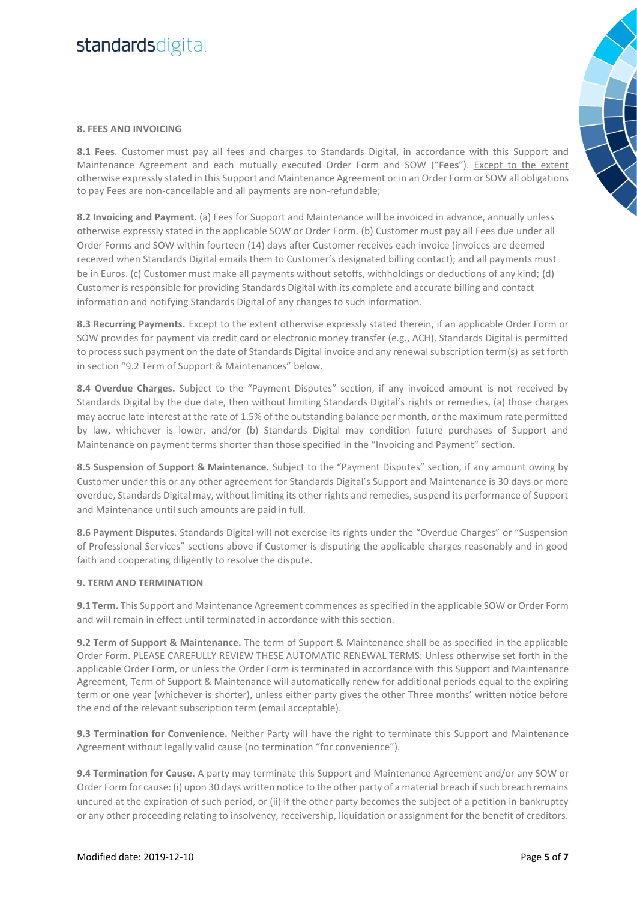## 8. FEES AND INVOICING

**8.1 Fees**. Customer must pay all fees and charges to Standards Digital, in accordance with this Support and Maintenance Agreement and each mutually executed Order Form and SOW ("**Fees**"). Except to the extent otherwise expressly stated in this Support and Maintenance Agreement or in an Order Form or SOW all obligations to pay Fees are non-cancellable and all payments are non-refundable;

**8.2 Invoicing and Payment**. (a) Fees for Support and Maintenance will be invoiced in advance, annually unless otherwise expressly stated in the applicable SOW or Order Form. (b) Customer must pay all Fees due under all Order Forms and SOW within fourteen (14) days after Customer receives each invoice (invoices are deemed received when Standards Digital emails them to Customer's designated billing contact); and all payments must be in Euros. (c) Customer must make all payments without setoffs, withholdings or deductions of any kind; (d) Customer is responsible for providing Standards Digital with its complete and accurate billing and contact information and notifying Standards Digital of any changes to such information.

**8.3 Recurring Payments.** Except to the extent otherwise expressly stated therein, if an applicable Order Form or SOW provides for payment via credit card or electronic money transfer (e.g., ACH), Standards Digital is permitted to process such payment on the date of Standards Digital invoice and any renewal subscription term(s) as set forth in section "9.2 Term of Support & Maintenances" below.

**8.4 Overdue Charges.** Subject to the "Payment Disputes" section, if any invoiced amount is not received by Standards Digital by the due date, then without limiting Standards Digital's rights or remedies, (a) those charges may accrue late interest at the rate of 1.5% of the outstanding balance per month, or the maximum rate permitted by law, whichever is lower, and/or (b) Standards Digital may condition future purchases of Support and Maintenance on payment terms shorter than those specified in the "Invoicing and Payment" section.

**8.5 Suspension of Support & Maintenance.** Subject to the "Payment Disputes" section, if any amount owing by Customer under this or any other agreement for Standards Digital's Support and Maintenance is 30 days or more overdue, Standards Digital may, without limiting its other rights and remedies, suspend its performance of Support and Maintenance until such amounts are paid in full.

**8.6 Payment Disputes.** Standards Digital will not exercise its rights under the "Overdue Charges" or "Suspension of Professional Services" sections above if Customer is disputing the applicable charges reasonably and in good faith and cooperating diligently to resolve the dispute.

## 9. TERM AND TERMINATION

**9.1 Term.** This Support and Maintenance Agreement commences as specified in the applicable SOW or Order Form and will remain in effect until terminated in accordance with this section.

**9.2 Term of Support & Maintenance.** The term of Support & Maintenance shall be as specified in the applicable Order Form. PLEASE CAREFULLY REVIEW THESE AUTOMATIC RENEWAL TERMS: Unless otherwise set forth in the applicable Order Form, or unless the Order Form is terminated in accordance with this Support and Maintenance Agreement, Term of Support & Maintenance will automatically renew for additional periods equal to the expiring term or one year (whichever is shorter), unless either party gives the other Three months' written notice before the end of the relevant subscription term (email acceptable).

**9.3 Termination for Convenience.** Neither Party will have the right to terminate this Support and Maintenance Agreement without legally valid cause (no termination "for convenience").

**9.4 Termination for Cause.** A party may terminate this Support and Maintenance Agreement and/or any SOW or Order Form for cause: (i) upon 30 days written notice to the other party of a material breach if such breach remains uncured at the expiration of such period, or (ii) if the other party becomes the subject of a petition in bankruptcy or any other proceeding relating to insolvency, receivership, liquidation or assignment for the benefit of creditors.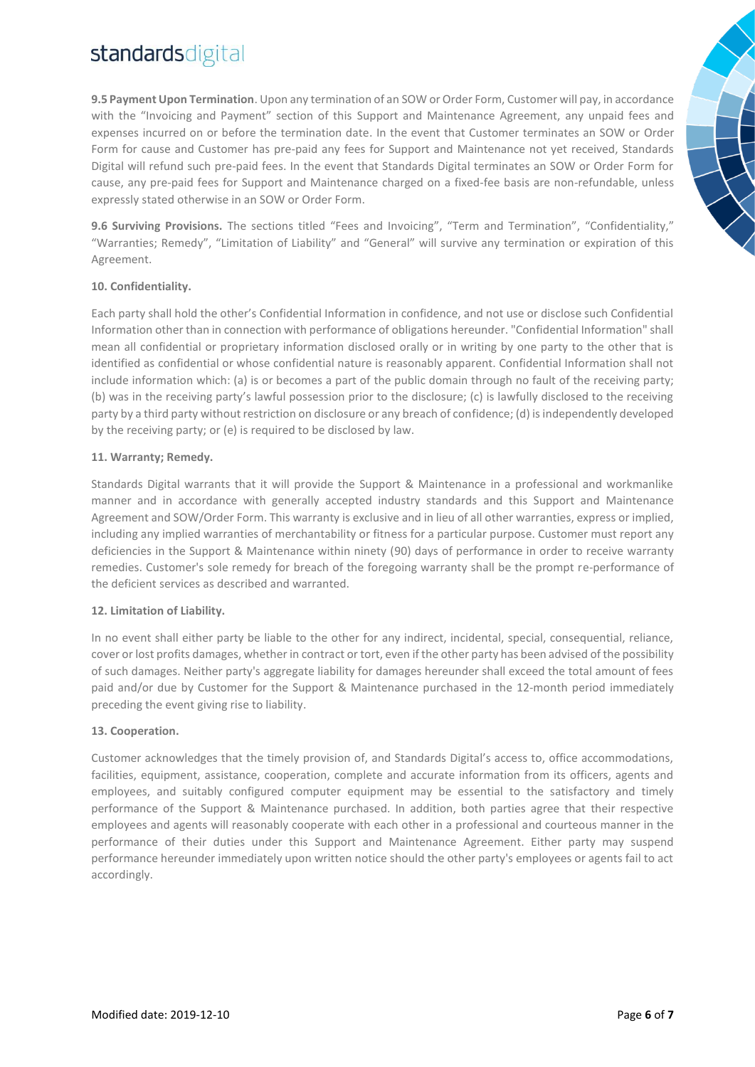**9.5 Payment Upon Termination**. Upon any termination of an SOW or Order Form, Customer will pay, in accordance with the "Invoicing and Payment" section of this Support and Maintenance Agreement, any unpaid fees and expenses incurred on or before the termination date. In the event that Customer terminates an SOW or Order Form for cause and Customer has pre-paid any fees for Support and Maintenance not yet received, Standards Digital will refund such pre-paid fees. In the event that Standards Digital terminates an SOW or Order Form for cause, any pre-paid fees for Support and Maintenance charged on a fixed-fee basis are non-refundable, unless expressly stated otherwise in an SOW or Order Form.

**9.6 Surviving Provisions.** The sections titled "Fees and Invoicing", "Term and Termination", "Confidentiality," "Warranties; Remedy", "Limitation of Liability" and "General" will survive any termination or expiration of this Agreement.

**10. Confidentiality.**

Each party shall hold the other's Confidential Information in confidence, and not use or disclose such Confidential Information other than in connection with performance of obligations hereunder. "Confidential Information" shall mean all confidential or proprietary information disclosed orally or in writing by one party to the other that is identified as confidential or whose confidential nature is reasonably apparent. Confidential Information shall not include information which: (a) is or becomes a part of the public domain through no fault of the receiving party; (b) was in the receiving party's lawful possession prior to the disclosure; (c) is lawfully disclosed to the receiving party by a third party without restriction on disclosure or any breach of confidence; (d) is independently developed by the receiving party; or (e) is required to be disclosed by law.

**11. Warranty; Remedy.**

Standards Digital warrants that it will provide the Support & Maintenance in a professional and workmanlike manner and in accordance with generally accepted industry standards and this Support and Maintenance Agreement and SOW/Order Form. This warranty is exclusive and in lieu of all other warranties, express or implied, including any implied warranties of merchantability or fitness for a particular purpose. Customer must report any deficiencies in the Support & Maintenance within ninety (90) days of performance in order to receive warranty remedies. Customer's sole remedy for breach of the foregoing warranty shall be the prompt re-performance of the deficient services as described and warranted.

**12. Limitation of Liability.**

In no event shall either party be liable to the other for any indirect, incidental, special, consequential, reliance, cover or lost profits damages, whether in contract or tort, even if the other party has been advised of the possibility of such damages. Neither party's aggregate liability for damages hereunder shall exceed the total amount of fees paid and/or due by Customer for the Support & Maintenance purchased in the 12-month period immediately preceding the event giving rise to liability.

**13. Cooperation.**

Customer acknowledges that the timely provision of, and Standards Digital's access to, office accommodations, facilities, equipment, assistance, cooperation, complete and accurate information from its officers, agents and employees, and suitably configured computer equipment may be essential to the satisfactory and timely performance of the Support & Maintenance purchased. In addition, both parties agree that their respective employees and agents will reasonably cooperate with each other in a professional and courteous manner in the performance of their duties under this Support and Maintenance Agreement. Either party may suspend performance hereunder immediately upon written notice should the other party's employees or agents fail to act accordingly.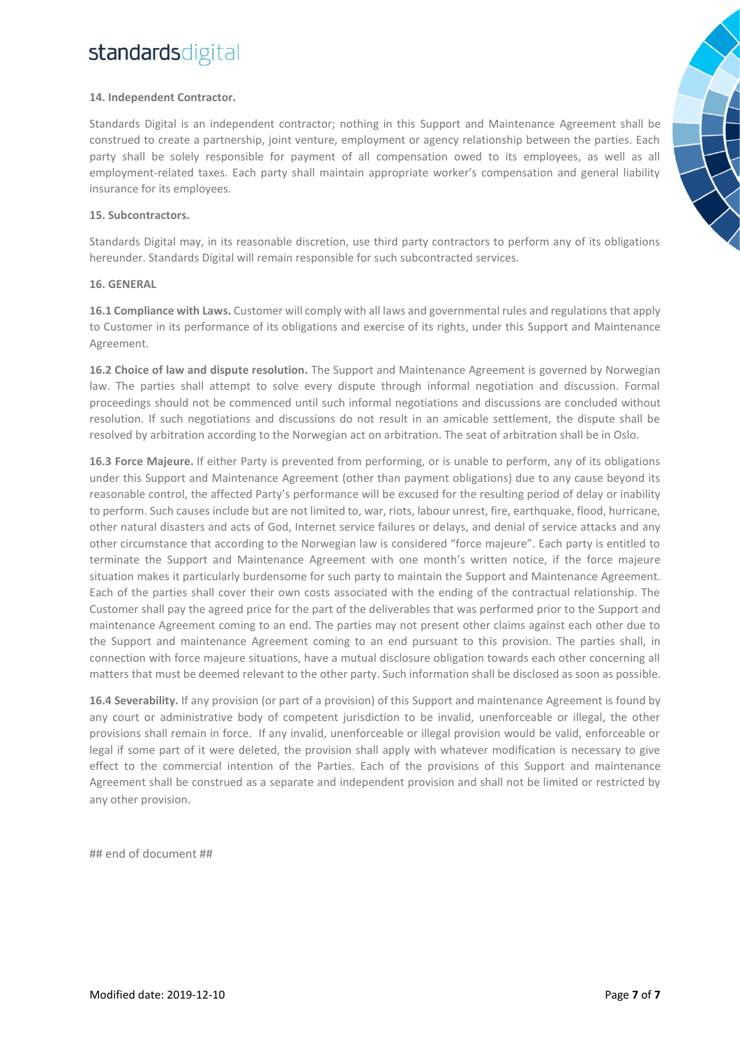**14. Independent Contractor.**

Standards Digital is an independent contractor; nothing in this Support and Maintenance Agreement shall be construed to create a partnership, joint venture, employment or agency relationship between the parties. Each party shall be solely responsible for payment of all compensation owed to its employees, as well as all employment-related taxes. Each party shall maintain appropriate worker's compensation and general liability insurance for its employees.

**15. Subcontractors.**

Standards Digital may, in its reasonable discretion, use third party contractors to perform any of its obligations hereunder. Standards Digital will remain responsible for such subcontracted services.

**16. GENERAL**

**16.1 Compliance with Laws.** Customer will comply with all laws and governmental rules and regulations that apply to Customer in its performance of its obligations and exercise of its rights, under this Support and Maintenance Agreement.

**16.2 Choice of law and dispute resolution.** The Support and Maintenance Agreement is governed by Norwegian law. The parties shall attempt to solve every dispute through informal negotiation and discussion. Formal proceedings should not be commenced until such informal negotiations and discussions are concluded without resolution. If such negotiations and discussions do not result in an amicable settlement, the dispute shall be resolved by arbitration according to the Norwegian act on arbitration. The seat of arbitration shall be in Oslo.

**16.3 Force Majeure.** If either Party is prevented from performing, or is unable to perform, any of its obligations under this Support and Maintenance Agreement (other than payment obligations) due to any cause beyond its reasonable control, the affected Party's performance will be excused for the resulting period of delay or inability to perform. Such causes include but are not limited to, war, riots, labour unrest, fire, earthquake, flood, hurricane, other natural disasters and acts of God, Internet service failures or delays, and denial of service attacks and any other circumstance that according to the Norwegian law is considered "force majeure". Each party is entitled to terminate the Support and Maintenance Agreement with one month's written notice, if the force majeure situation makes it particularly burdensome for such party to maintain the Support and Maintenance Agreement. Each of the parties shall cover their own costs associated with the ending of the contractual relationship. The Customer shall pay the agreed price for the part of the deliverables that was performed prior to the Support and maintenance Agreement coming to an end. The parties may not present other claims against each other due to the Support and maintenance Agreement coming to an end pursuant to this provision. The parties shall, in connection with force majeure situations, have a mutual disclosure obligation towards each other concerning all matters that must be deemed relevant to the other party. Such information shall be disclosed as soon as possible.

**16.4 Severability.** If any provision (or part of a provision) of this Support and maintenance Agreement is found by any court or administrative body of competent jurisdiction to be invalid, unenforceable or illegal, the other provisions shall remain in force. If any invalid, unenforceable or illegal provision would be valid, enforceable or legal if some part of it were deleted, the provision shall apply with whatever modification is necessary to give effect to the commercial intention of the Parties. Each of the provisions of this Support and maintenance Agreement shall be construed as a separate and independent provision and shall not be limited or restricted by any other provision.

## end of document ##